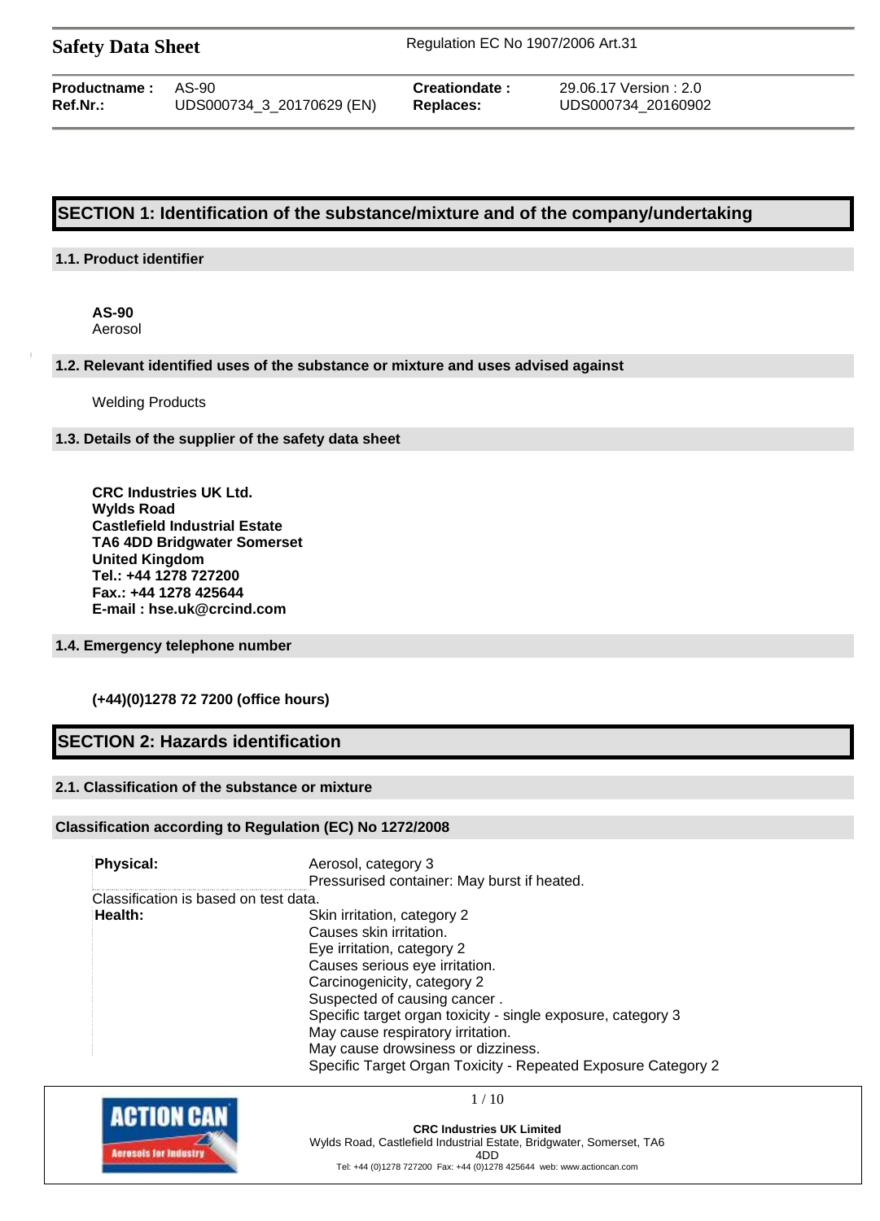**Safety Data Sheet** Regulation EC No 1907/2006 Art.31

| | | | |
|---|---|---|---|
| **Productname :** | AS-90 | **Creationdate :** | 29.06.17 Version : 2.0 |
| **Ref.Nr.:** | UDS000734_3_20170629 (EN) | **Replaces:** | UDS000734_20160902 |

## SECTION 1: Identification of the substance/mixture and of the company/undertaking

### 1.1. Product identifier

**AS-90**
Aerosol

### 1.2. Relevant identified uses of the substance or mixture and uses advised against

Welding Products

### 1.3. Details of the supplier of the safety data sheet

**CRC Industries UK Ltd.**
**Wylds Road**
**Castlefield Industrial Estate**
**TA6 4DD Bridgwater Somerset**
**United Kingdom**
**Tel.: +44 1278 727200**
**Fax.: +44 1278 425644**
**E-mail : hse.uk@crcind.com**

### 1.4. Emergency telephone number

**(+44)(0)1278 72 7200 (office hours)**

## SECTION 2: Hazards identification

### 2.1. Classification of the substance or mixture

### Classification according to Regulation (EC) No 1272/2008

| | |
|---|---|
| **Physical:** | Aerosol, category 3<br>Pressurised container: May burst if heated. |

Classification is based on test data.

| | |
|---|---|
| **Health:** | Skin irritation, category 2<br>Causes skin irritation.<br>Eye irritation, category 2<br>Causes serious eye irritation.<br>Carcinogenicity, category 2<br>Suspected of causing cancer .<br>Specific target organ toxicity - single exposure, category 3<br>May cause respiratory irritation.<br>May cause drowsiness or dizziness.<br>Specific Target Organ Toxicity - Repeated Exposure Category 2 |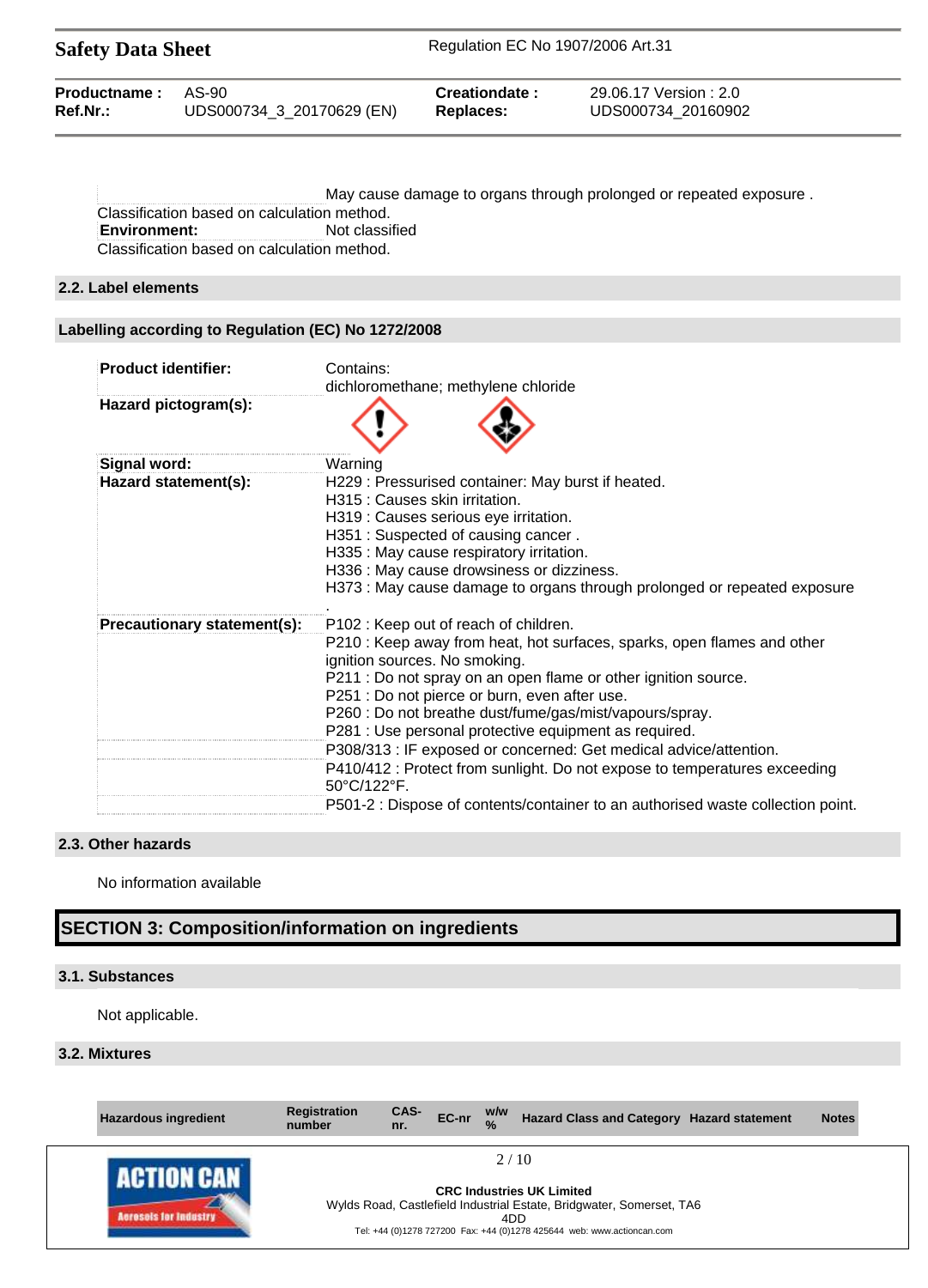May cause damage to organs through prolonged or repeated exposure .

Classification based on calculation method.

**Environment:** Not classified

Classification based on calculation method.

### 2.2. Label elements

### Labelling according to Regulation (EC) No 1272/2008

| | |
|---|---|
| **Product identifier:** | Contains:<br>dichloromethane; methylene chloride |
| **Hazard pictogram(s):** | |
| **Signal word:** | Warning |
| **Hazard statement(s):** | H229 : Pressurised container: May burst if heated.<br>H315 : Causes skin irritation.<br>H319 : Causes serious eye irritation.<br>H351 : Suspected of causing cancer .<br>H335 : May cause respiratory irritation.<br>H336 : May cause drowsiness or dizziness.<br>H373 : May cause damage to organs through prolonged or repeated exposure<br>. |
| **Precautionary statement(s):** | P102 : Keep out of reach of children.<br>P210 : Keep away from heat, hot surfaces, sparks, open flames and other ignition sources. No smoking.<br>P211 : Do not spray on an open flame or other ignition source.<br>P251 : Do not pierce or burn, even after use.<br>P260 : Do not breathe dust/fume/gas/mist/vapours/spray.<br>P281 : Use personal protective equipment as required. |
| | P308/313 : IF exposed or concerned: Get medical advice/attention. |
| | P410/412 : Protect from sunlight. Do not expose to temperatures exceeding 50°C/122°F. |
| | P501-2 : Dispose of contents/container to an authorised waste collection point. |

### 2.3. Other hazards

No information available

## SECTION 3: Composition/information on ingredients

### 3.1. Substances

Not applicable.

### 3.2. Mixtures

| Hazardous ingredient | Registration number | CAS-nr. | EC-nr | w/w % | Hazard Class and Category | Hazard statement | Notes |
|---|---|---|---|---|---|---|---|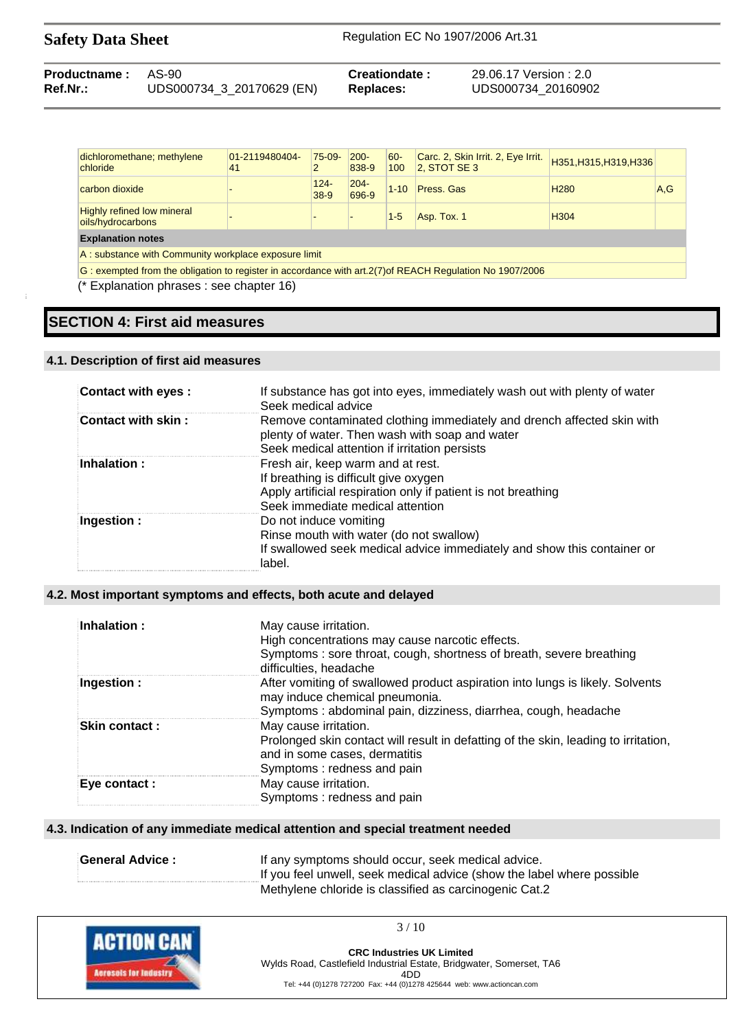| | | | | | | | |
|---|---|---|---|---|---|---|---|
| dichloromethane; methylene chloride | 01-2119480404-41 | 75-09-2 | 200-838-9 | 60-100 | Carc. 2, Skin Irrit. 2, Eye Irrit. 2, STOT SE 3 | H351,H315,H319,H336 | |
| carbon dioxide | - | 124-38-9 | 204-696-9 | 1-10 | Press. Gas | H280 | A,G |
| Highly refined low mineral oils/hydrocarbons | - | - | - | 1-5 | Asp. Tox. 1 | H304 | |
| **Explanation notes** | | | | | | | |
| A : substance with Community workplace exposure limit | | | | | | | |
| G : exempted from the obligation to register in accordance with art.2(7)of REACH Regulation No 1907/2006 | | | | | | | |

(* Explanation phrases : see chapter 16)

# SECTION 4: First aid measures

## 4.1. Description of first aid measures

| | |
|---|---|
| **Contact with eyes :** | If substance has got into eyes, immediately wash out with plenty of water<br>Seek medical advice |
| **Contact with skin :** | Remove contaminated clothing immediately and drench affected skin with plenty of water. Then wash with soap and water<br>Seek medical attention if irritation persists |
| **Inhalation :** | Fresh air, keep warm and at rest.<br>If breathing is difficult give oxygen<br>Apply artificial respiration only if patient is not breathing<br>Seek immediate medical attention |
| **Ingestion :** | Do not induce vomiting<br>Rinse mouth with water (do not swallow)<br>If swallowed seek medical advice immediately and show this container or label. |

## 4.2. Most important symptoms and effects, both acute and delayed

| | |
|---|---|
| **Inhalation :** | May cause irritation.<br>High concentrations may cause narcotic effects.<br>Symptoms : sore throat, cough, shortness of breath, severe breathing difficulties, headache |
| **Ingestion :** | After vomiting of swallowed product aspiration into lungs is likely. Solvents may induce chemical pneumonia.<br>Symptoms : abdominal pain, dizziness, diarrhea, cough, headache |
| **Skin contact :** | May cause irritation.<br>Prolonged skin contact will result in defatting of the skin, leading to irritation, and in some cases, dermatitis<br>Symptoms : redness and pain |
| **Eye contact :** | May cause irritation.<br>Symptoms : redness and pain |

## 4.3. Indication of any immediate medical attention and special treatment needed

| | |
|---|---|
| **General Advice :** | If any symptoms should occur, seek medical advice.<br>If you feel unwell, seek medical advice (show the label where possible<br>Methylene chloride is classified as carcinogenic Cat.2 |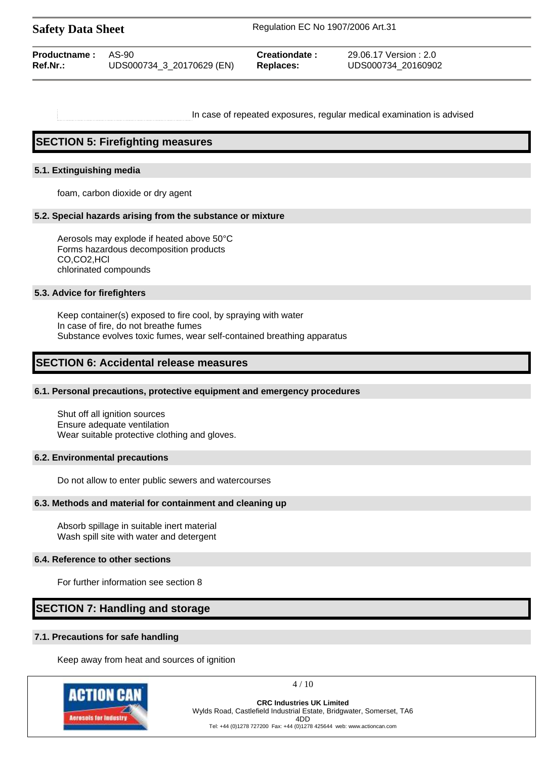In case of repeated exposures, regular medical examination is advised

## SECTION 5: Firefighting measures

### 5.1. Extinguishing media

foam, carbon dioxide or dry agent

### 5.2. Special hazards arising from the substance or mixture

Aerosols may explode if heated above 50°C
Forms hazardous decomposition products
CO,$CO_2$,HCl
chlorinated compounds

### 5.3. Advice for firefighters

Keep container(s) exposed to fire cool, by spraying with water
In case of fire, do not breathe fumes
Substance evolves toxic fumes, wear self-contained breathing apparatus

## SECTION 6: Accidental release measures

### 6.1. Personal precautions, protective equipment and emergency procedures

Shut off all ignition sources
Ensure adequate ventilation
Wear suitable protective clothing and gloves.

### 6.2. Environmental precautions

Do not allow to enter public sewers and watercourses

### 6.3. Methods and material for containment and cleaning up

Absorb spillage in suitable inert material
Wash spill site with water and detergent

### 6.4. Reference to other sections

For further information see section 8

## SECTION 7: Handling and storage

### 7.1. Precautions for safe handling

Keep away from heat and sources of ignition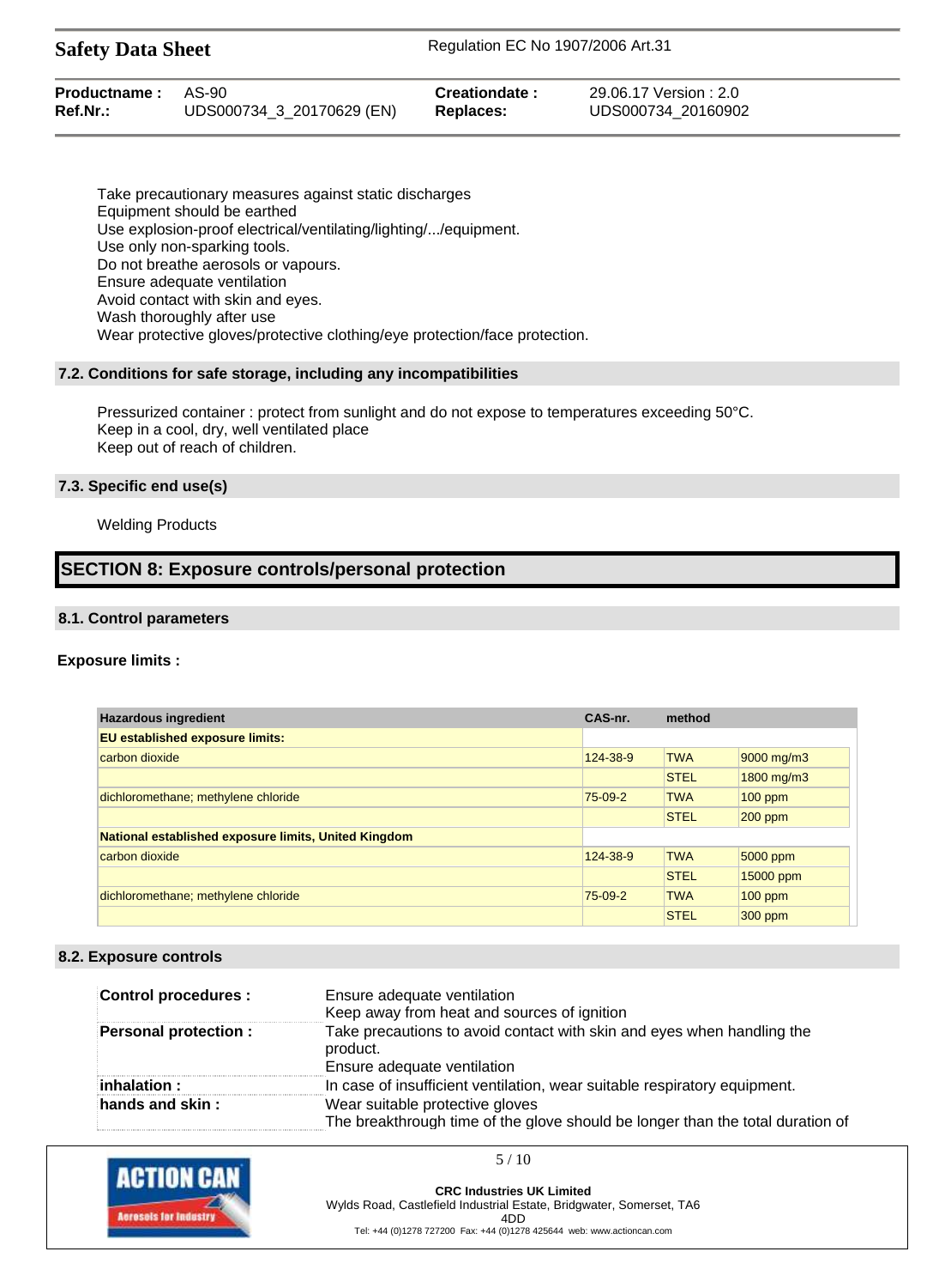Take precautionary measures against static discharges
Equipment should be earthed
Use explosion-proof electrical/ventilating/lighting/.../equipment.
Use only non-sparking tools.
Do not breathe aerosols or vapours.
Ensure adequate ventilation
Avoid contact with skin and eyes.
Wash thoroughly after use
Wear protective gloves/protective clothing/eye protection/face protection.

### 7.2. Conditions for safe storage, including any incompatibilities

Pressurized container : protect from sunlight and do not expose to temperatures exceeding 50°C.
Keep in a cool, dry, well ventilated place
Keep out of reach of children.

### 7.3. Specific end use(s)

Welding Products

## SECTION 8: Exposure controls/personal protection

### 8.1. Control parameters

**Exposure limits :**

| Hazardous ingredient | CAS-nr. | method | |
|---|---|---|---|
| **EU established exposure limits:** | | | |
| carbon dioxide | 124-38-9 | TWA | 9000 mg/m3 |
| | | STEL | 1800 mg/m3 |
| dichloromethane; methylene chloride | 75-09-2 | TWA | 100 ppm |
| | | STEL | 200 ppm |
| **National established exposure limits, United Kingdom** | | | |
| carbon dioxide | 124-38-9 | TWA | 5000 ppm |
| | | STEL | 15000 ppm |
| dichloromethane; methylene chloride | 75-09-2 | TWA | 100 ppm |
| | | STEL | 300 ppm |

### 8.2. Exposure controls

| | |
|---|---|
| **Control procedures :** | Ensure adequate ventilation<br>Keep away from heat and sources of ignition |
| **Personal protection :** | Take precautions to avoid contact with skin and eyes when handling the product.<br>Ensure adequate ventilation |
| **inhalation :** | In case of insufficient ventilation, wear suitable respiratory equipment. |
| **hands and skin :** | Wear suitable protective gloves<br>The breakthrough time of the glove should be longer than the total duration of |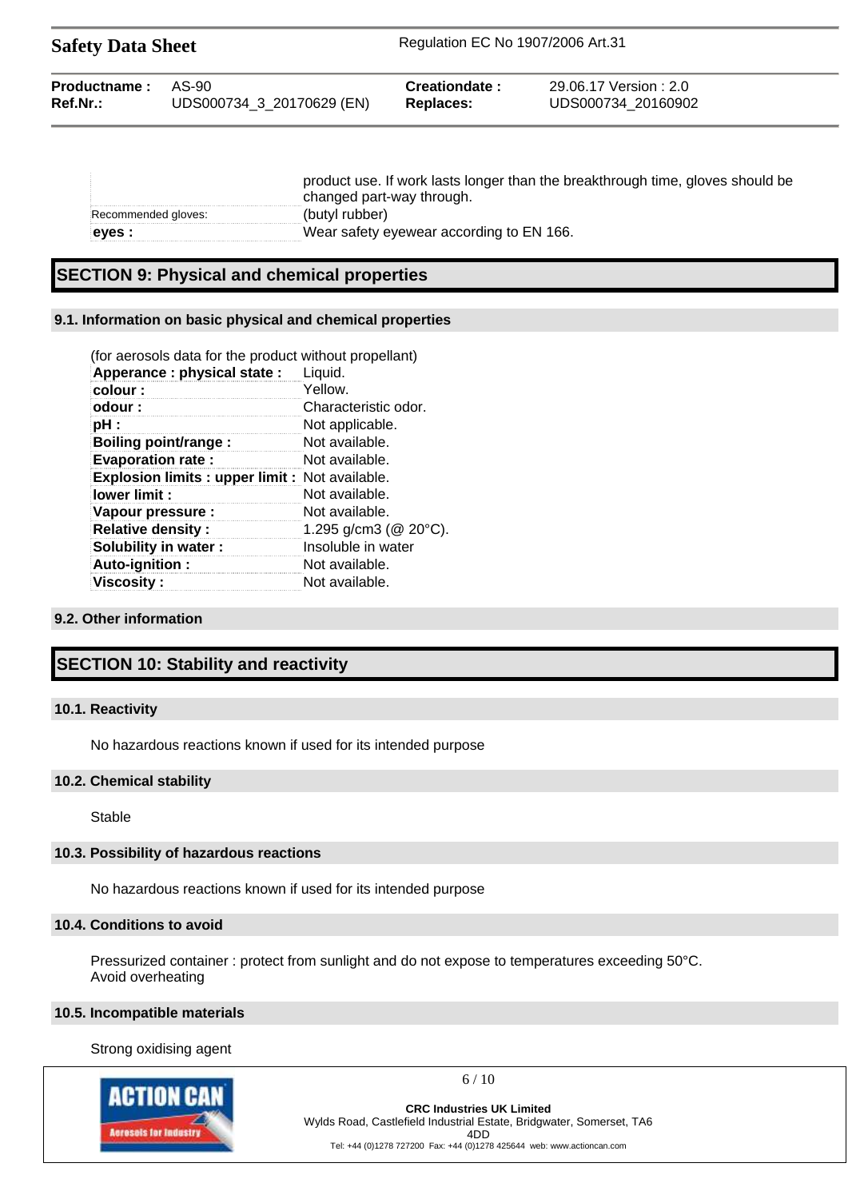| | |
|---|---|
| | product use. If work lasts longer than the breakthrough time, gloves should be changed part-way through. |
| Recommended gloves: | (butyl rubber) |
| **eyes :** | Wear safety eyewear according to EN 166. |

# SECTION 9: Physical and chemical properties

## 9.1. Information on basic physical and chemical properties

(for aerosols data for the product without propellant)

| | |
|---|---|
| **Apperance : physical state :** | Liquid. |
| **colour :** | Yellow. |
| **odour :** | Characteristic odor. |
| **pH :** | Not applicable. |
| **Boiling point/range :** | Not available. |
| **Evaporation rate :** | Not available. |
| **Explosion limits : upper limit :** | Not available. |
| **lower limit :** | Not available. |
| **Vapour pressure :** | Not available. |
| **Relative density :** | 1.295 g/cm3 (@ 20°C). |
| **Solubility in water :** | Insoluble in water |
| **Auto-ignition :** | Not available. |
| **Viscosity :** | Not available. |

## 9.2. Other information

# SECTION 10: Stability and reactivity

## 10.1. Reactivity

No hazardous reactions known if used for its intended purpose

## 10.2. Chemical stability

Stable

## 10.3. Possibility of hazardous reactions

No hazardous reactions known if used for its intended purpose

## 10.4. Conditions to avoid

Pressurized container : protect from sunlight and do not expose to temperatures exceeding 50°C.
Avoid overheating

## 10.5. Incompatible materials

Strong oxidising agent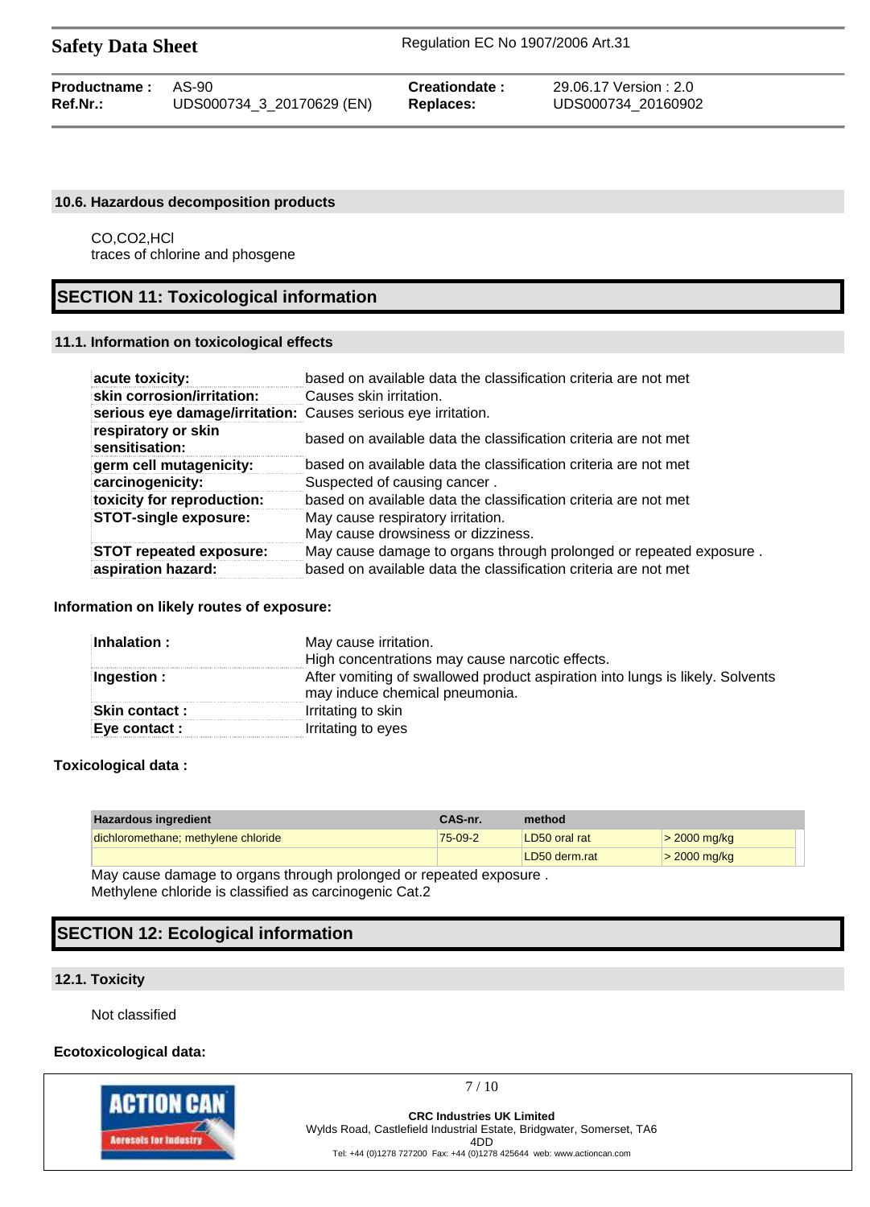### 10.6. Hazardous decomposition products

CO,CO2,HCl
traces of chlorine and phosgene

## SECTION 11: Toxicological information

### 11.1. Information on toxicological effects

| | |
|---|---|
| **acute toxicity:** | based on available data the classification criteria are not met |
| **skin corrosion/irritation:** | Causes skin irritation. |
| **serious eye damage/irritation:** | Causes serious eye irritation. |
| **respiratory or skin sensitisation:** | based on available data the classification criteria are not met |
| **germ cell mutagenicity:** | based on available data the classification criteria are not met |
| **carcinogenicity:** | Suspected of causing cancer . |
| **toxicity for reproduction:** | based on available data the classification criteria are not met |
| **STOT-single exposure:** | May cause respiratory irritation.<br>May cause drowsiness or dizziness. |
| **STOT repeated exposure:** | May cause damage to organs through prolonged or repeated exposure . |
| **aspiration hazard:** | based on available data the classification criteria are not met |

**Information on likely routes of exposure:**

| | |
|---|---|
| **Inhalation :** | May cause irritation.<br>High concentrations may cause narcotic effects. |
| **Ingestion :** | After vomiting of swallowed product aspiration into lungs is likely. Solvents may induce chemical pneumonia. |
| **Skin contact :** | Irritating to skin |
| **Eye contact :** | Irritating to eyes |

**Toxicological data :**

| Hazardous ingredient | CAS-nr. | method | |
|---|---|---|---|
| dichloromethane; methylene chloride | 75-09-2 | LD50 oral rat | > 2000 mg/kg |
| | | LD50 derm.rat | > 2000 mg/kg |

May cause damage to organs through prolonged or repeated exposure .
Methylene chloride is classified as carcinogenic Cat.2

## SECTION 12: Ecological information

### 12.1. Toxicity

Not classified

**Ecotoxicological data:**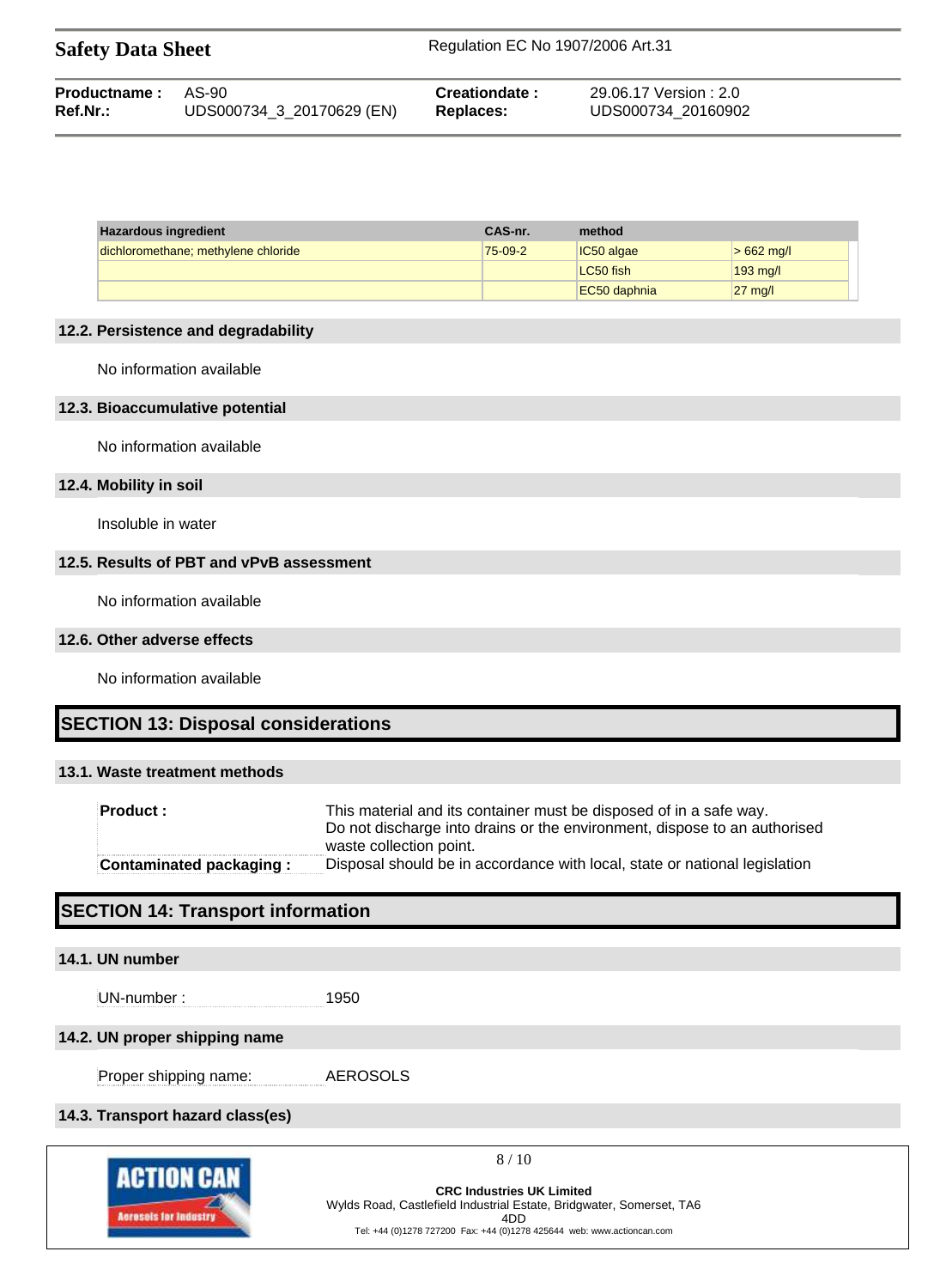| Hazardous ingredient | CAS-nr. | method | |
|---|---|---|---|
| dichloromethane; methylene chloride | 75-09-2 | IC50 algae | > 662 mg/l |
| | | LC50 fish | 193 mg/l |
| | | EC50 daphnia | 27 mg/l |

### 12.2. Persistence and degradability

No information available

### 12.3. Bioaccumulative potential

No information available

### 12.4. Mobility in soil

Insoluble in water

### 12.5. Results of PBT and vPvB assessment

No information available

### 12.6. Other adverse effects

No information available

## SECTION 13: Disposal considerations

### 13.1. Waste treatment methods

| | |
|---|---|
| **Product :** | This material and its container must be disposed of in a safe way. Do not discharge into drains or the environment, dispose to an authorised waste collection point. |
| **Contaminated packaging :** | Disposal should be in accordance with local, state or national legislation |

## SECTION 14: Transport information

### 14.1. UN number

UN-number : 1950

### 14.2. UN proper shipping name

Proper shipping name: AEROSOLS

### 14.3. Transport hazard class(es)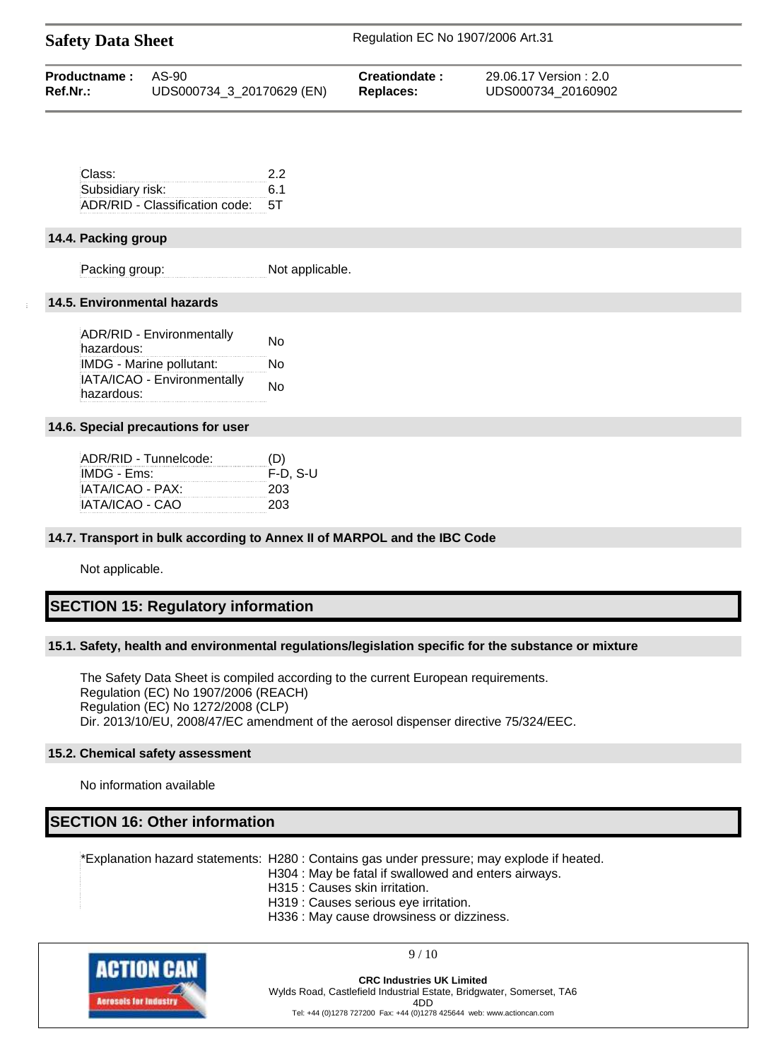| | |
|---|---|
| Class: | 2.2 |
| Subsidiary risk: | 6.1 |
| ADR/RID - Classification code: | 5T |

### 14.4. Packing group

| | |
|---|---|
| Packing group: | Not applicable. |

### 14.5. Environmental hazards

| | |
|---|---|
| ADR/RID - Environmentally hazardous: | No |
| IMDG - Marine pollutant: | No |
| IATA/ICAO - Environmentally hazardous: | No |

### 14.6. Special precautions for user

| | |
|---|---|
| ADR/RID - Tunnelcode: | (D) |
| IMDG - Ems: | F-D, S-U |
| IATA/ICAO - PAX: | 203 |
| IATA/ICAO - CAO | 203 |

### 14.7. Transport in bulk according to Annex II of MARPOL and the IBC Code

Not applicable.

## SECTION 15: Regulatory information

### 15.1. Safety, health and environmental regulations/legislation specific for the substance or mixture

The Safety Data Sheet is compiled according to the current European requirements.
Regulation (EC) No 1907/2006 (REACH)
Regulation (EC) No 1272/2008 (CLP)
Dir. 2013/10/EU, 2008/47/EC amendment of the aerosol dispenser directive 75/324/EEC.

### 15.2. Chemical safety assessment

No information available

## SECTION 16: Other information

*Explanation hazard statements:
H280 : Contains gas under pressure; may explode if heated.
H304 : May be fatal if swallowed and enters airways.
H315 : Causes skin irritation.
H319 : Causes serious eye irritation.
H336 : May cause drowsiness or dizziness.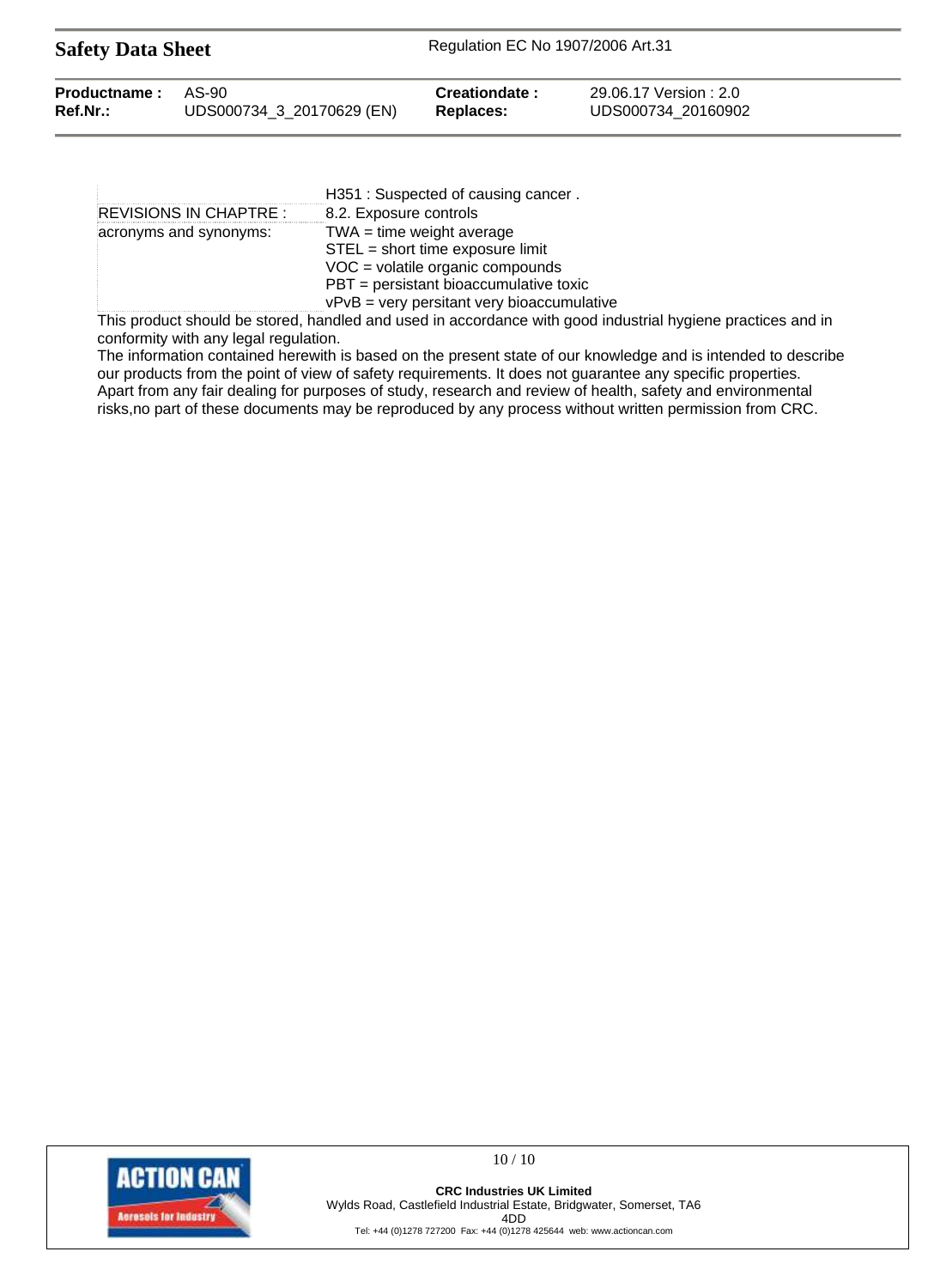| | |
|---|---|
| | H351 : Suspected of causing cancer . |
| REVISIONS IN CHAPTRE : | 8.2. Exposure controls |
| acronyms and synonyms: | TWA = time weight average<br>STEL = short time exposure limit<br>VOC = volatile organic compounds<br>PBT = persistant bioaccumulative toxic<br>vPvB = very persitant very bioaccumulative |

This product should be stored, handled and used in accordance with good industrial hygiene practices and in conformity with any legal regulation.

The information contained herewith is based on the present state of our knowledge and is intended to describe our products from the point of view of safety requirements. It does not guarantee any specific properties.

Apart from any fair dealing for purposes of study, research and review of health, safety and environmental risks,no part of these documents may be reproduced by any process without written permission from CRC.